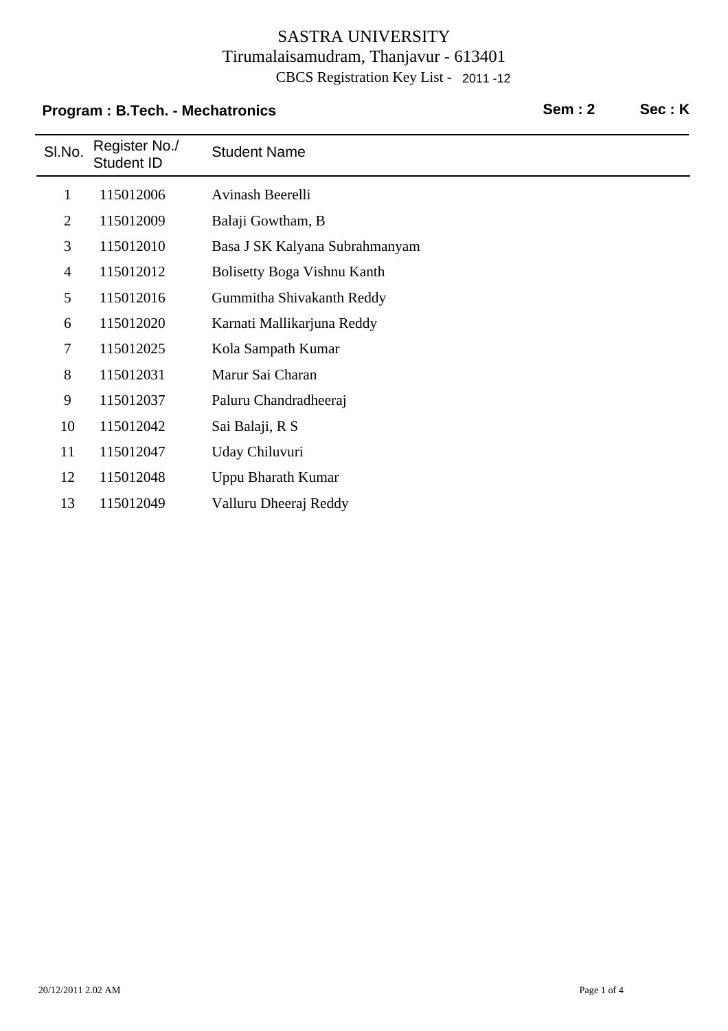# SASTRA UNIVERSITY

Tirumalaisamudram, Thanjavur - 613401

CBCS Registration Key List - 2011 -12

**Program : B.Tech. - Mechatronics** **Sem : 2** **Sec : K**

| Sl.No. | Register No./ Student ID | Student Name |
|---|---|---|
| 1 | 115012006 | Avinash Beerelli |
| 2 | 115012009 | Balaji Gowtham, B |
| 3 | 115012010 | Basa J SK Kalyana Subrahmanyam |
| 4 | 115012012 | Bolisetty Boga Vishnu Kanth |
| 5 | 115012016 | Gummitha Shivakanth Reddy |
| 6 | 115012020 | Karnati Mallikarjuna Reddy |
| 7 | 115012025 | Kola Sampath Kumar |
| 8 | 115012031 | Marur Sai Charan |
| 9 | 115012037 | Paluru Chandradheeraj |
| 10 | 115012042 | Sai Balaji, R S |
| 11 | 115012047 | Uday Chiluvuri |
| 12 | 115012048 | Uppu Bharath Kumar |
| 13 | 115012049 | Valluru Dheeraj Reddy |

20/12/2011 2.02 AM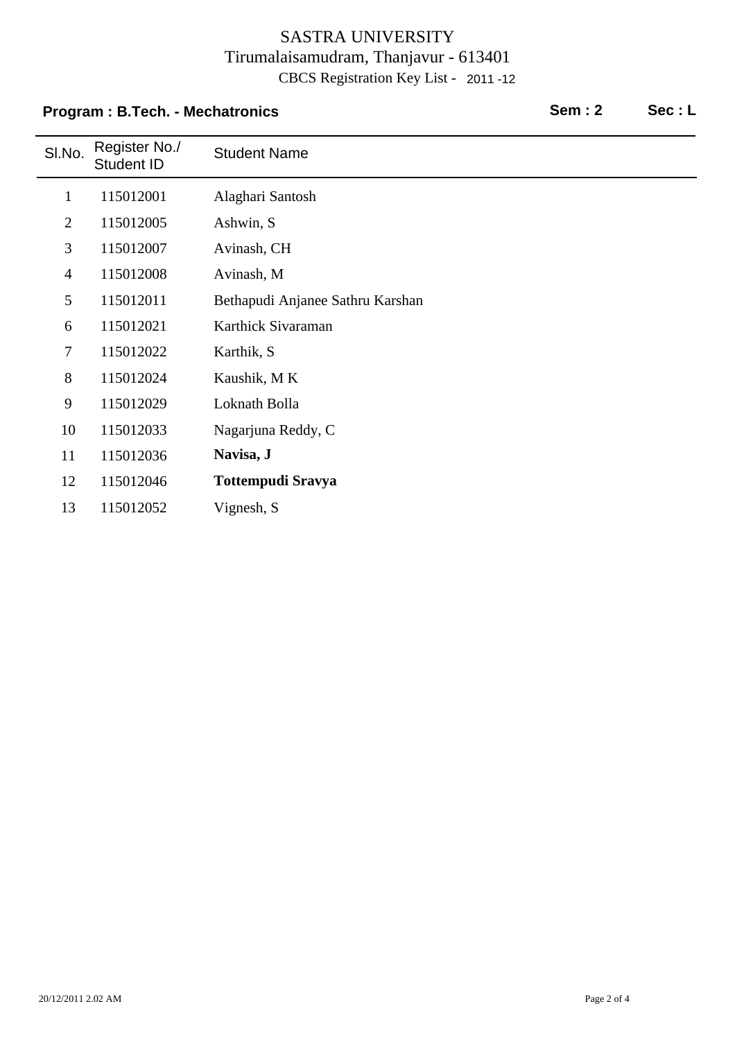# SASTRA UNIVERSITY

Tirumalaisamudram, Thanjavur - 613401

CBCS Registration Key List - 2011 -12

**Program : B.Tech. - Mechatronics** **Sem : 2** **Sec : L**

| Sl.No. | Register No./ Student ID | Student Name |
|---|---|---|
| 1 | 115012001 | Alaghari Santosh |
| 2 | 115012005 | Ashwin, S |
| 3 | 115012007 | Avinash, CH |
| 4 | 115012008 | Avinash, M |
| 5 | 115012011 | Bethapudi Anjanee Sathru Karshan |
| 6 | 115012021 | Karthick Sivaraman |
| 7 | 115012022 | Karthik, S |
| 8 | 115012024 | Kaushik, M K |
| 9 | 115012029 | Loknath Bolla |
| 10 | 115012033 | Nagarjuna Reddy, C |
| 11 | 115012036 | **Navisa, J** |
| 12 | 115012046 | **Tottempudi Sravya** |
| 13 | 115012052 | Vignesh, S |

20/12/2011 2.02 AM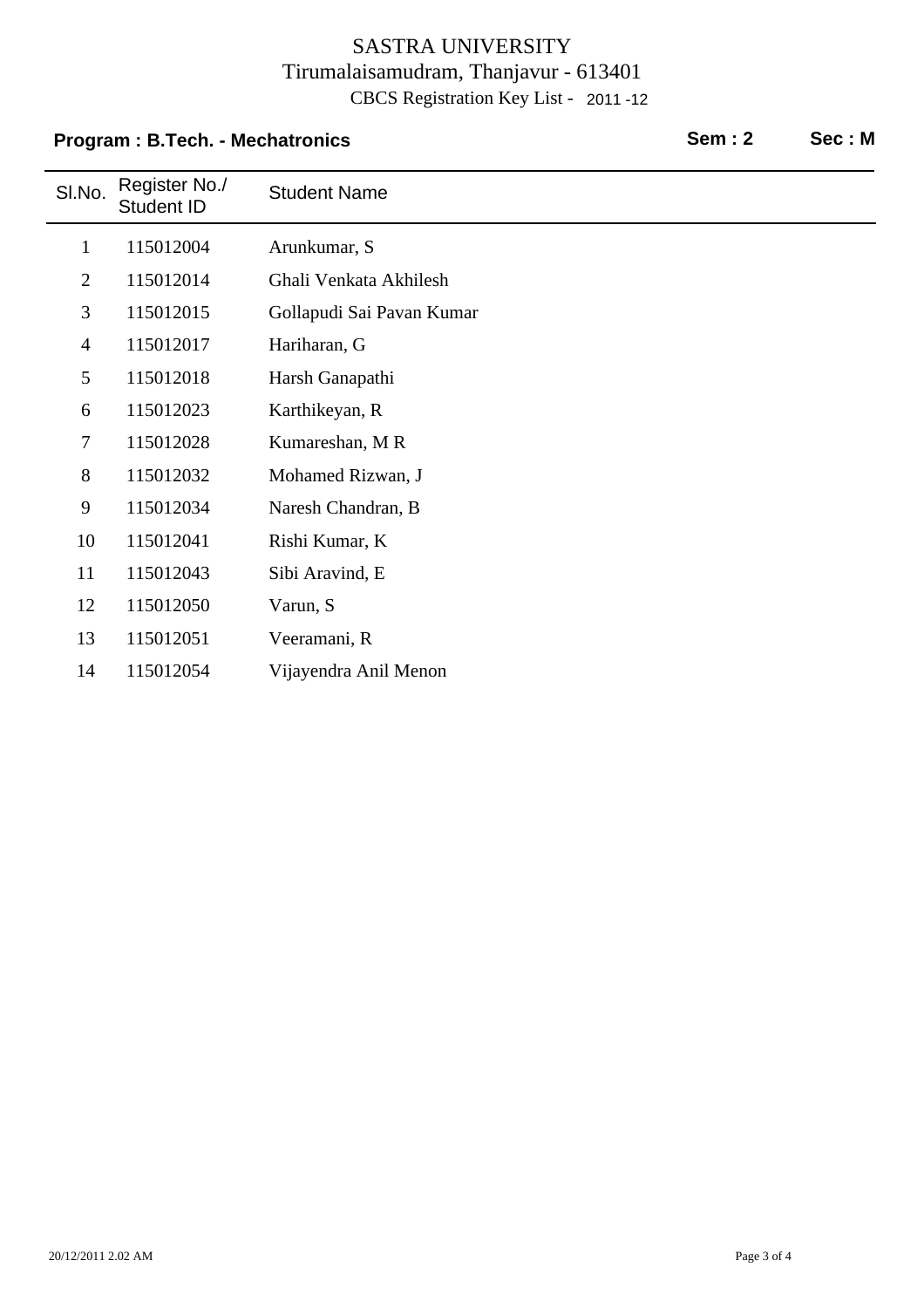# SASTRA UNIVERSITY

Tirumalaisamudram, Thanjavur - 613401

CBCS Registration Key List - 2011 -12

**Program : B.Tech. - Mechatronics** **Sem : 2** **Sec : M**

| Sl.No. | Register No./ Student ID | Student Name |
|---|---|---|
| 1 | 115012004 | Arunkumar, S |
| 2 | 115012014 | Ghali Venkata Akhilesh |
| 3 | 115012015 | Gollapudi Sai Pavan Kumar |
| 4 | 115012017 | Hariharan, G |
| 5 | 115012018 | Harsh Ganapathi |
| 6 | 115012023 | Karthikeyan, R |
| 7 | 115012028 | Kumareshan, M R |
| 8 | 115012032 | Mohamed Rizwan, J |
| 9 | 115012034 | Naresh Chandran, B |
| 10 | 115012041 | Rishi Kumar, K |
| 11 | 115012043 | Sibi Aravind, E |
| 12 | 115012050 | Varun, S |
| 13 | 115012051 | Veeramani, R |
| 14 | 115012054 | Vijayendra Anil Menon |

20/12/2011 2.02 AM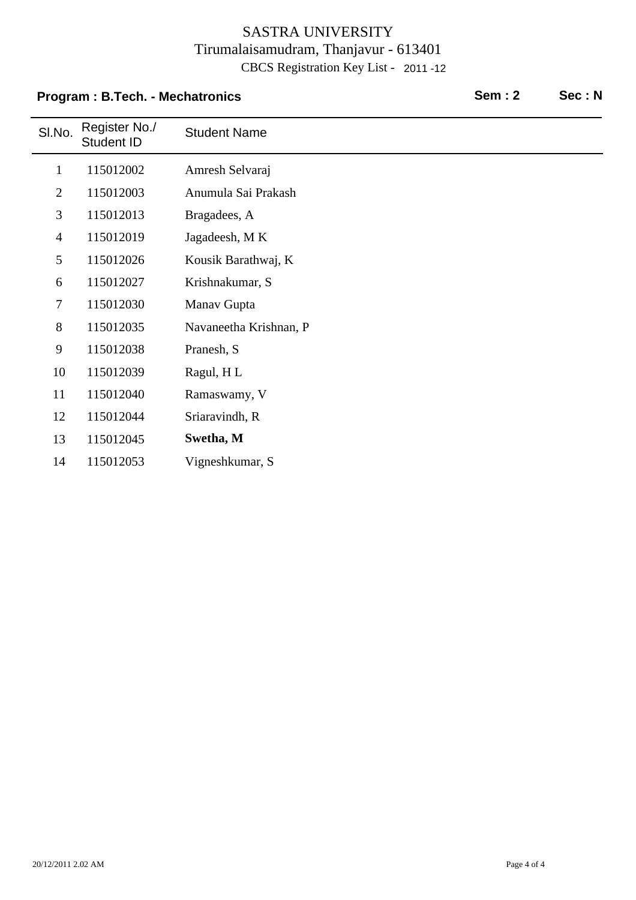# SASTRA UNIVERSITY

Tirumalaisamudram, Thanjavur - 613401

CBCS Registration Key List - 2011 -12

**Program : B.Tech. - Mechatronics** **Sem : 2** **Sec : N**

| Sl.No. | Register No./ Student ID | Student Name |
|---|---|---|
| 1 | 115012002 | Amresh Selvaraj |
| 2 | 115012003 | Anumula Sai Prakash |
| 3 | 115012013 | Bragadees, A |
| 4 | 115012019 | Jagadeesh, M K |
| 5 | 115012026 | Kousik Barathwaj, K |
| 6 | 115012027 | Krishnakumar, S |
| 7 | 115012030 | Manav Gupta |
| 8 | 115012035 | Navaneetha Krishnan, P |
| 9 | 115012038 | Pranesh, S |
| 10 | 115012039 | Ragul, H L |
| 11 | 115012040 | Ramaswamy, V |
| 12 | 115012044 | Sriaravindh, R |
| 13 | 115012045 | **Swetha, M** |
| 14 | 115012053 | Vigneshkumar, S |

20/12/2011 2.02 AM